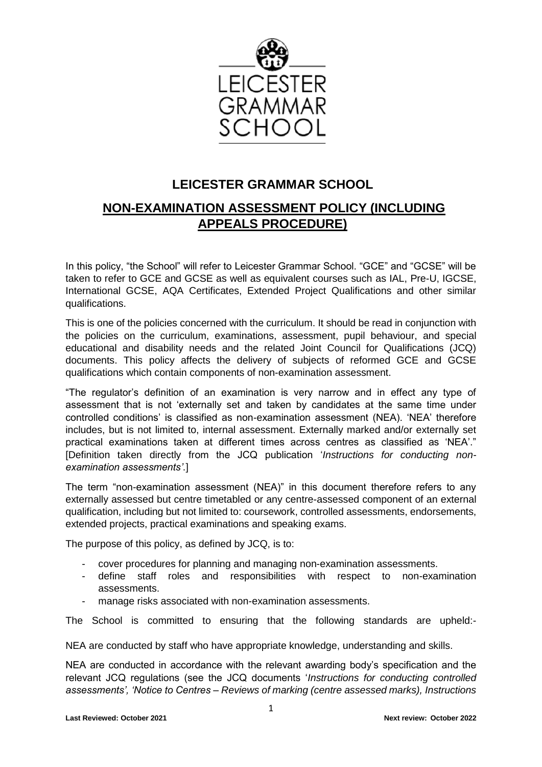# LEICESTER GRAMMAR SCHOOL

## NON-EXAMINATION ASSESSMENT POLICY (INCLUDING APPEALS PROCEDURE)

In this policy, "the School" will refer to Leicester Grammar School. "GCE" and "GCSE" will be taken to refer to GCE and GCSE as well as equivalent courses such as IAL, Pre-U, IGCSE, International GCSE, AQA Certificates, Extended Project Qualifications and other similar qualifications.

This is one of the policies concerned with the curriculum. It should be read in conjunction with the policies on the curriculum, examinations, assessment, pupil behaviour, and special educational and disability needs and the related Joint Council for Qualifications (JCQ) documents. This policy affects the delivery of subjects of reformed GCE and GCSE qualifications which contain components of non-examination assessment.

"The regulator's definition of an examination is very narrow and in effect any type of assessment that is not 'externally set and taken by candidates at the same time under controlled conditions' is classified as non-examination assessment (NEA). 'NEA' therefore includes, but is not limited to, internal assessment. Externally marked and/or externally set practical examinations taken at different times across centres as classified as 'NEA'." [Definition taken directly from the JCQ publication '*Instructions for conducting non-examination assessments'*.]

The term "non-examination assessment (NEA)" in this document therefore refers to any externally assessed but centre timetabled or any centre-assessed component of an external qualification, including but not limited to: coursework, controlled assessments, endorsements, extended projects, practical examinations and speaking exams.

The purpose of this policy, as defined by JCQ, is to:

- cover procedures for planning and managing non-examination assessments.
- define staff roles and responsibilities with respect to non-examination assessments.
- manage risks associated with non-examination assessments.

The School is committed to ensuring that the following standards are upheld:-

NEA are conducted by staff who have appropriate knowledge, understanding and skills.

NEA are conducted in accordance with the relevant awarding body's specification and the relevant JCQ regulations (see the JCQ documents '*Instructions for conducting controlled assessments', 'Notice to Centres – Reviews of marking (centre assessed marks), Instructions*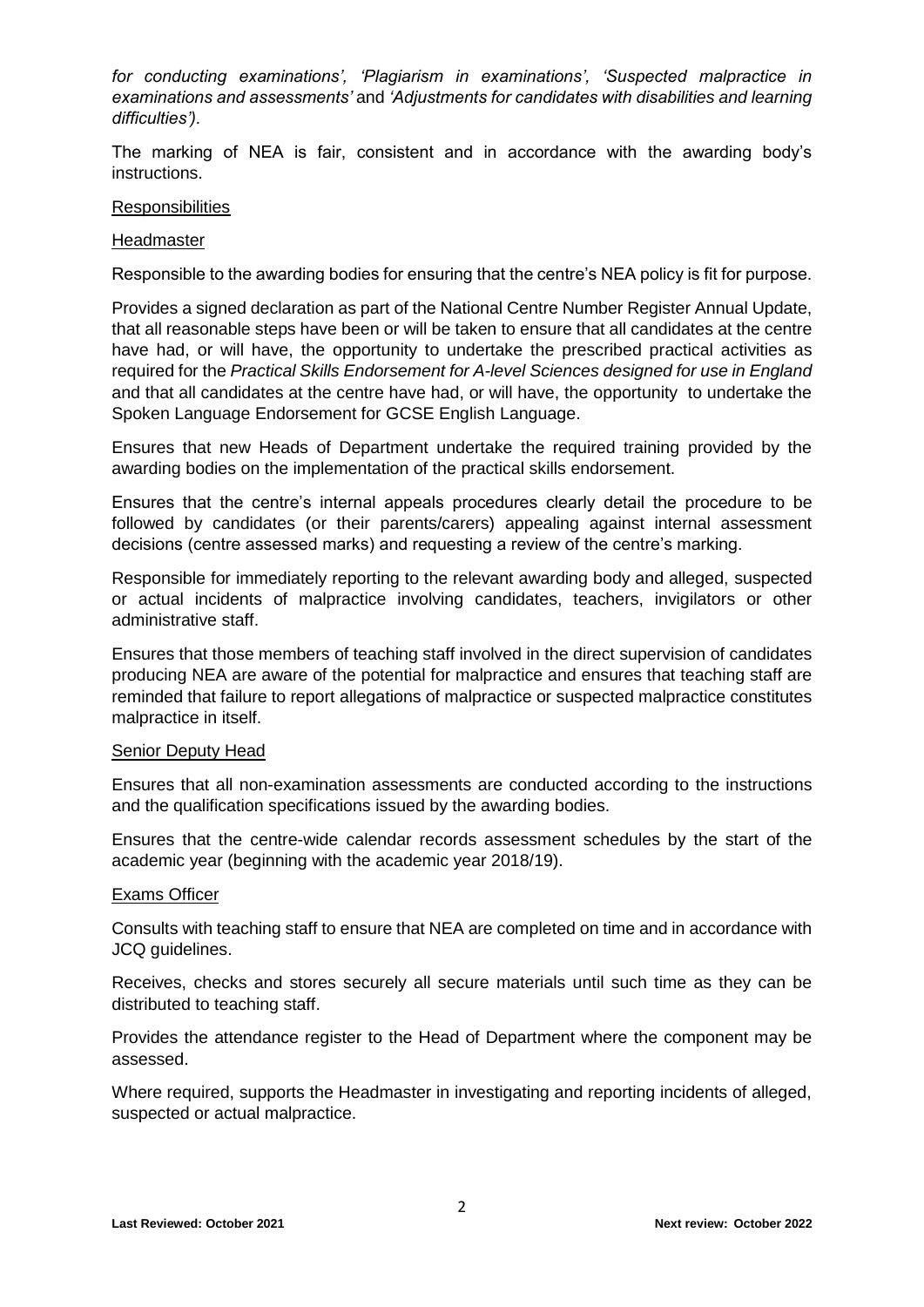*for conducting examinations', 'Plagiarism in examinations', 'Suspected malpractice in examinations and assessments'* and *'Adjustments for candidates with disabilities and learning difficulties').*

The marking of NEA is fair, consistent and in accordance with the awarding body's instructions.

Responsibilities

Headmaster

Responsible to the awarding bodies for ensuring that the centre's NEA policy is fit for purpose.

Provides a signed declaration as part of the National Centre Number Register Annual Update, that all reasonable steps have been or will be taken to ensure that all candidates at the centre have had, or will have, the opportunity to undertake the prescribed practical activities as required for the *Practical Skills Endorsement for A-level Sciences designed for use in England* and that all candidates at the centre have had, or will have, the opportunity to undertake the Spoken Language Endorsement for GCSE English Language.

Ensures that new Heads of Department undertake the required training provided by the awarding bodies on the implementation of the practical skills endorsement.

Ensures that the centre's internal appeals procedures clearly detail the procedure to be followed by candidates (or their parents/carers) appealing against internal assessment decisions (centre assessed marks) and requesting a review of the centre's marking.

Responsible for immediately reporting to the relevant awarding body and alleged, suspected or actual incidents of malpractice involving candidates, teachers, invigilators or other administrative staff.

Ensures that those members of teaching staff involved in the direct supervision of candidates producing NEA are aware of the potential for malpractice and ensures that teaching staff are reminded that failure to report allegations of malpractice or suspected malpractice constitutes malpractice in itself.

Senior Deputy Head

Ensures that all non-examination assessments are conducted according to the instructions and the qualification specifications issued by the awarding bodies.

Ensures that the centre-wide calendar records assessment schedules by the start of the academic year (beginning with the academic year 2018/19).

Exams Officer

Consults with teaching staff to ensure that NEA are completed on time and in accordance with JCQ guidelines.

Receives, checks and stores securely all secure materials until such time as they can be distributed to teaching staff.

Provides the attendance register to the Head of Department where the component may be assessed.

Where required, supports the Headmaster in investigating and reporting incidents of alleged, suspected or actual malpractice.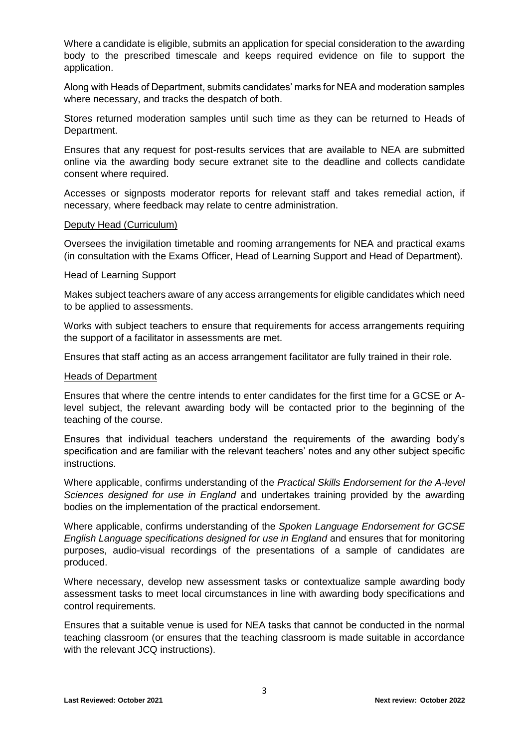Where a candidate is eligible, submits an application for special consideration to the awarding body to the prescribed timescale and keeps required evidence on file to support the application.

Along with Heads of Department, submits candidates' marks for NEA and moderation samples where necessary, and tracks the despatch of both.

Stores returned moderation samples until such time as they can be returned to Heads of Department.

Ensures that any request for post-results services that are available to NEA are submitted online via the awarding body secure extranet site to the deadline and collects candidate consent where required.

Accesses or signposts moderator reports for relevant staff and takes remedial action, if necessary, where feedback may relate to centre administration.

<u>Deputy Head (Curriculum)</u>

Oversees the invigilation timetable and rooming arrangements for NEA and practical exams (in consultation with the Exams Officer, Head of Learning Support and Head of Department).

<u>Head of Learning Support</u>

Makes subject teachers aware of any access arrangements for eligible candidates which need to be applied to assessments.

Works with subject teachers to ensure that requirements for access arrangements requiring the support of a facilitator in assessments are met.

Ensures that staff acting as an access arrangement facilitator are fully trained in their role.

<u>Heads of Department</u>

Ensures that where the centre intends to enter candidates for the first time for a GCSE or A-level subject, the relevant awarding body will be contacted prior to the beginning of the teaching of the course.

Ensures that individual teachers understand the requirements of the awarding body's specification and are familiar with the relevant teachers' notes and any other subject specific instructions.

Where applicable, confirms understanding of the *Practical Skills Endorsement for the A-level Sciences designed for use in England* and undertakes training provided by the awarding bodies on the implementation of the practical endorsement.

Where applicable, confirms understanding of the *Spoken Language Endorsement for GCSE English Language specifications designed for use in England* and ensures that for monitoring purposes, audio-visual recordings of the presentations of a sample of candidates are produced.

Where necessary, develop new assessment tasks or contextualize sample awarding body assessment tasks to meet local circumstances in line with awarding body specifications and control requirements.

Ensures that a suitable venue is used for NEA tasks that cannot be conducted in the normal teaching classroom (or ensures that the teaching classroom is made suitable in accordance with the relevant JCQ instructions).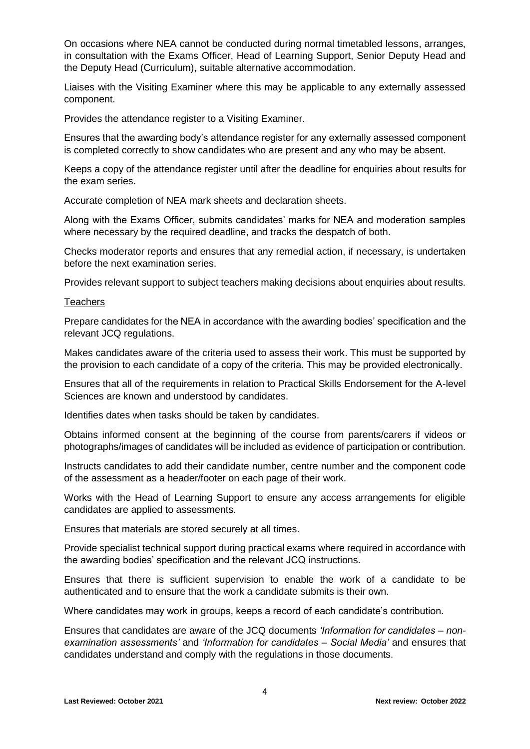On occasions where NEA cannot be conducted during normal timetabled lessons, arranges, in consultation with the Exams Officer, Head of Learning Support, Senior Deputy Head and the Deputy Head (Curriculum), suitable alternative accommodation.

Liaises with the Visiting Examiner where this may be applicable to any externally assessed component.

Provides the attendance register to a Visiting Examiner.

Ensures that the awarding body's attendance register for any externally assessed component is completed correctly to show candidates who are present and any who may be absent.

Keeps a copy of the attendance register until after the deadline for enquiries about results for the exam series.

Accurate completion of NEA mark sheets and declaration sheets.

Along with the Exams Officer, submits candidates' marks for NEA and moderation samples where necessary by the required deadline, and tracks the despatch of both.

Checks moderator reports and ensures that any remedial action, if necessary, is undertaken before the next examination series.

Provides relevant support to subject teachers making decisions about enquiries about results.

<u>Teachers</u>

Prepare candidates for the NEA in accordance with the awarding bodies' specification and the relevant JCQ regulations.

Makes candidates aware of the criteria used to assess their work. This must be supported by the provision to each candidate of a copy of the criteria. This may be provided electronically.

Ensures that all of the requirements in relation to Practical Skills Endorsement for the A-level Sciences are known and understood by candidates.

Identifies dates when tasks should be taken by candidates.

Obtains informed consent at the beginning of the course from parents/carers if videos or photographs/images of candidates will be included as evidence of participation or contribution.

Instructs candidates to add their candidate number, centre number and the component code of the assessment as a header/footer on each page of their work.

Works with the Head of Learning Support to ensure any access arrangements for eligible candidates are applied to assessments.

Ensures that materials are stored securely at all times.

Provide specialist technical support during practical exams where required in accordance with the awarding bodies' specification and the relevant JCQ instructions.

Ensures that there is sufficient supervision to enable the work of a candidate to be authenticated and to ensure that the work a candidate submits is their own.

Where candidates may work in groups, keeps a record of each candidate's contribution.

Ensures that candidates are aware of the JCQ documents *'Information for candidates – non-examination assessments'* and *'Information for candidates – Social Media'* and ensures that candidates understand and comply with the regulations in those documents.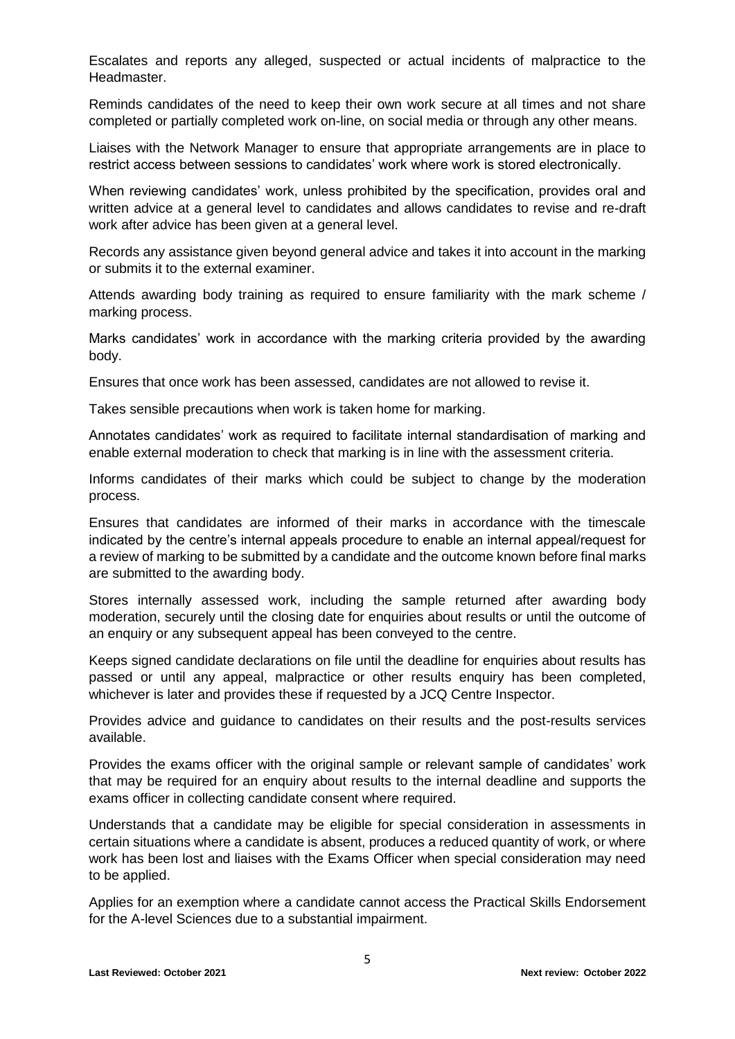Escalates and reports any alleged, suspected or actual incidents of malpractice to the Headmaster.

Reminds candidates of the need to keep their own work secure at all times and not share completed or partially completed work on-line, on social media or through any other means.

Liaises with the Network Manager to ensure that appropriate arrangements are in place to restrict access between sessions to candidates' work where work is stored electronically.

When reviewing candidates' work, unless prohibited by the specification, provides oral and written advice at a general level to candidates and allows candidates to revise and re-draft work after advice has been given at a general level.

Records any assistance given beyond general advice and takes it into account in the marking or submits it to the external examiner.

Attends awarding body training as required to ensure familiarity with the mark scheme / marking process.

Marks candidates' work in accordance with the marking criteria provided by the awarding body.

Ensures that once work has been assessed, candidates are not allowed to revise it.

Takes sensible precautions when work is taken home for marking.

Annotates candidates' work as required to facilitate internal standardisation of marking and enable external moderation to check that marking is in line with the assessment criteria.

Informs candidates of their marks which could be subject to change by the moderation process.

Ensures that candidates are informed of their marks in accordance with the timescale indicated by the centre's internal appeals procedure to enable an internal appeal/request for a review of marking to be submitted by a candidate and the outcome known before final marks are submitted to the awarding body.

Stores internally assessed work, including the sample returned after awarding body moderation, securely until the closing date for enquiries about results or until the outcome of an enquiry or any subsequent appeal has been conveyed to the centre.

Keeps signed candidate declarations on file until the deadline for enquiries about results has passed or until any appeal, malpractice or other results enquiry has been completed, whichever is later and provides these if requested by a JCQ Centre Inspector.

Provides advice and guidance to candidates on their results and the post-results services available.

Provides the exams officer with the original sample or relevant sample of candidates' work that may be required for an enquiry about results to the internal deadline and supports the exams officer in collecting candidate consent where required.

Understands that a candidate may be eligible for special consideration in assessments in certain situations where a candidate is absent, produces a reduced quantity of work, or where work has been lost and liaises with the Exams Officer when special consideration may need to be applied.

Applies for an exemption where a candidate cannot access the Practical Skills Endorsement for the A-level Sciences due to a substantial impairment.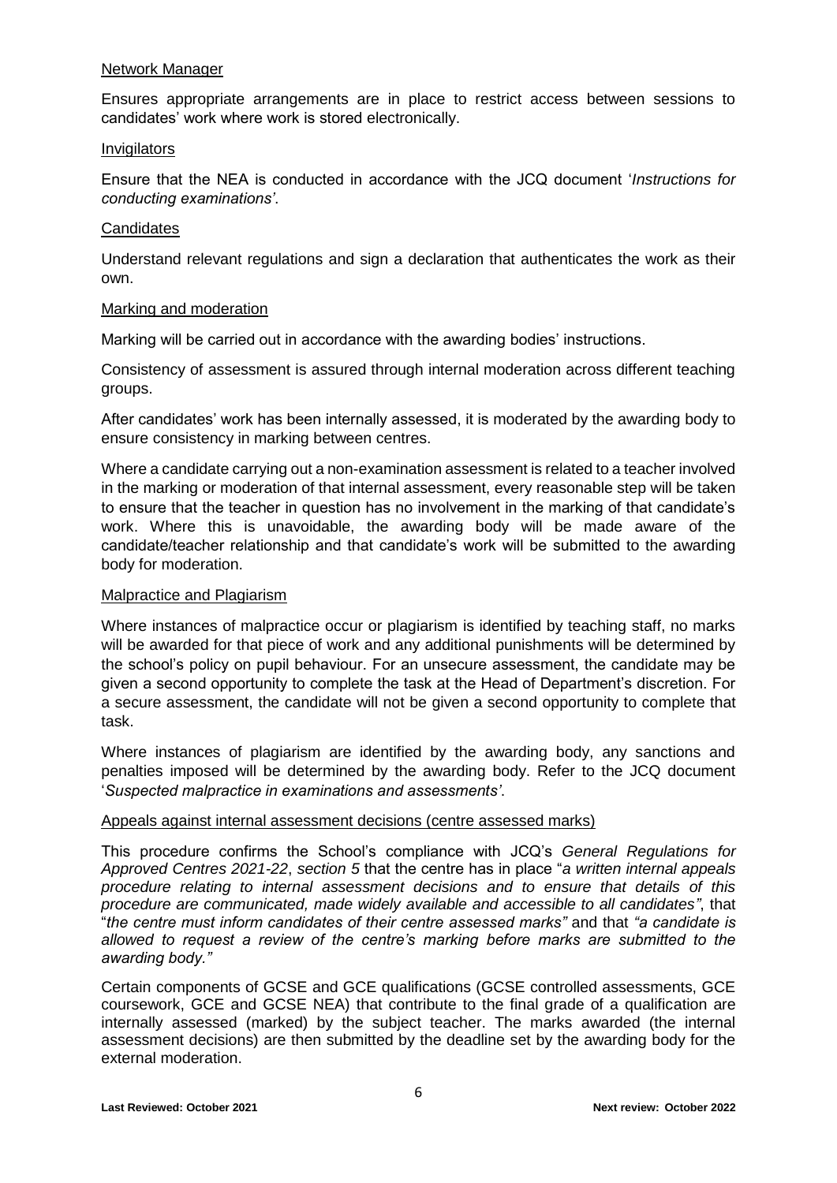Network Manager

Ensures appropriate arrangements are in place to restrict access between sessions to candidates' work where work is stored electronically.

Invigilators

Ensure that the NEA is conducted in accordance with the JCQ document '*Instructions for conducting examinations'*.

Candidates

Understand relevant regulations and sign a declaration that authenticates the work as their own.

Marking and moderation

Marking will be carried out in accordance with the awarding bodies' instructions.

Consistency of assessment is assured through internal moderation across different teaching groups.

After candidates' work has been internally assessed, it is moderated by the awarding body to ensure consistency in marking between centres.

Where a candidate carrying out a non-examination assessment is related to a teacher involved in the marking or moderation of that internal assessment, every reasonable step will be taken to ensure that the teacher in question has no involvement in the marking of that candidate's work. Where this is unavoidable, the awarding body will be made aware of the candidate/teacher relationship and that candidate's work will be submitted to the awarding body for moderation.

Malpractice and Plagiarism

Where instances of malpractice occur or plagiarism is identified by teaching staff, no marks will be awarded for that piece of work and any additional punishments will be determined by the school's policy on pupil behaviour. For an unsecure assessment, the candidate may be given a second opportunity to complete the task at the Head of Department's discretion. For a secure assessment, the candidate will not be given a second opportunity to complete that task.

Where instances of plagiarism are identified by the awarding body, any sanctions and penalties imposed will be determined by the awarding body. Refer to the JCQ document '*Suspected malpractice in examinations and assessments'*.

Appeals against internal assessment decisions (centre assessed marks)

This procedure confirms the School's compliance with JCQ's *General Regulations for Approved Centres 2021-22*, *section 5* that the centre has in place "*a written internal appeals procedure relating to internal assessment decisions and to ensure that details of this procedure are communicated, made widely available and accessible to all candidates"*, that "*the centre must inform candidates of their centre assessed marks"* and that *"a candidate is allowed to request a review of the centre's marking before marks are submitted to the awarding body."*

Certain components of GCSE and GCE qualifications (GCSE controlled assessments, GCE coursework, GCE and GCSE NEA) that contribute to the final grade of a qualification are internally assessed (marked) by the subject teacher. The marks awarded (the internal assessment decisions) are then submitted by the deadline set by the awarding body for the external moderation.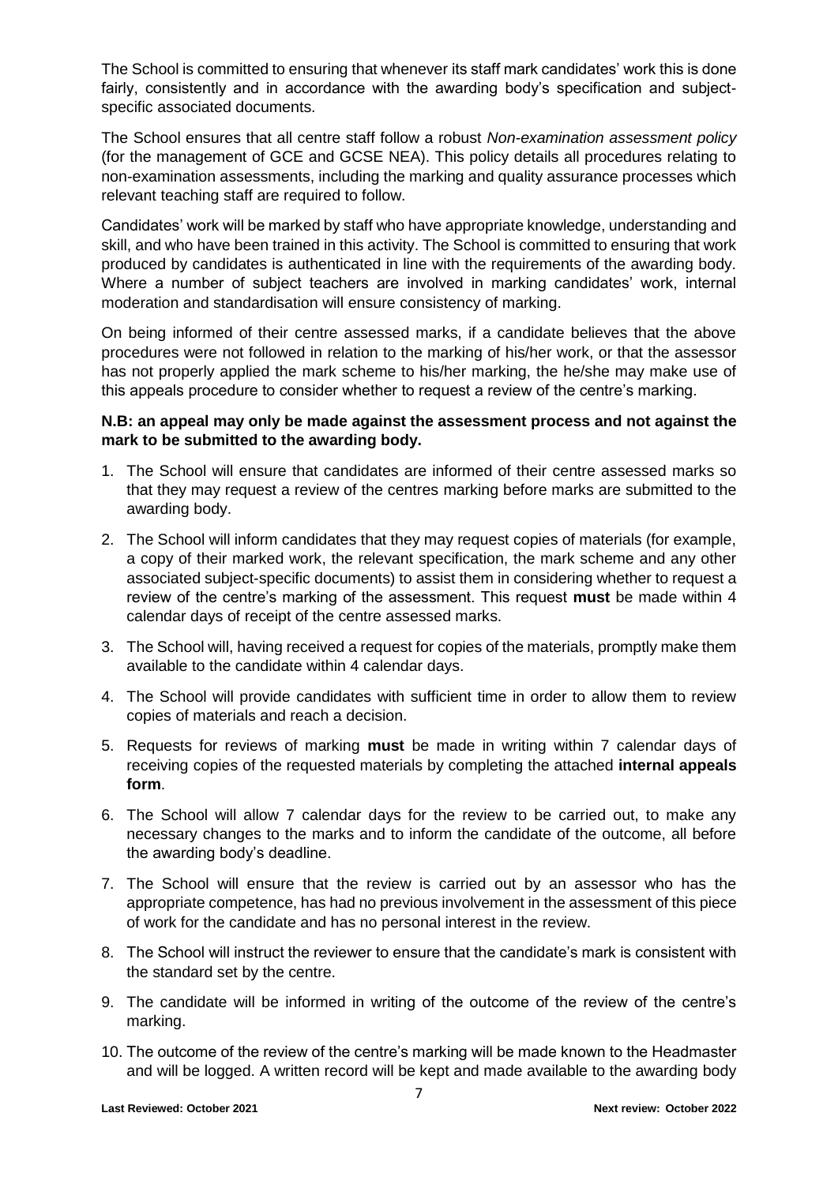The School is committed to ensuring that whenever its staff mark candidates' work this is done fairly, consistently and in accordance with the awarding body's specification and subject-specific associated documents.

The School ensures that all centre staff follow a robust *Non-examination assessment policy* (for the management of GCE and GCSE NEA). This policy details all procedures relating to non-examination assessments, including the marking and quality assurance processes which relevant teaching staff are required to follow.

Candidates' work will be marked by staff who have appropriate knowledge, understanding and skill, and who have been trained in this activity. The School is committed to ensuring that work produced by candidates is authenticated in line with the requirements of the awarding body. Where a number of subject teachers are involved in marking candidates' work, internal moderation and standardisation will ensure consistency of marking.

On being informed of their centre assessed marks, if a candidate believes that the above procedures were not followed in relation to the marking of his/her work, or that the assessor has not properly applied the mark scheme to his/her marking, the he/she may make use of this appeals procedure to consider whether to request a review of the centre's marking.

**N.B: an appeal may only be made against the assessment process and not against the mark to be submitted to the awarding body.**

1. The School will ensure that candidates are informed of their centre assessed marks so that they may request a review of the centres marking before marks are submitted to the awarding body.
2. The School will inform candidates that they may request copies of materials (for example, a copy of their marked work, the relevant specification, the mark scheme and any other associated subject-specific documents) to assist them in considering whether to request a review of the centre's marking of the assessment. This request **must** be made within 4 calendar days of receipt of the centre assessed marks.
3. The School will, having received a request for copies of the materials, promptly make them available to the candidate within 4 calendar days.
4. The School will provide candidates with sufficient time in order to allow them to review copies of materials and reach a decision.
5. Requests for reviews of marking **must** be made in writing within 7 calendar days of receiving copies of the requested materials by completing the attached **internal appeals form**.
6. The School will allow 7 calendar days for the review to be carried out, to make any necessary changes to the marks and to inform the candidate of the outcome, all before the awarding body's deadline.
7. The School will ensure that the review is carried out by an assessor who has the appropriate competence, has had no previous involvement in the assessment of this piece of work for the candidate and has no personal interest in the review.
8. The School will instruct the reviewer to ensure that the candidate's mark is consistent with the standard set by the centre.
9. The candidate will be informed in writing of the outcome of the review of the centre's marking.
10. The outcome of the review of the centre's marking will be made known to the Headmaster and will be logged. A written record will be kept and made available to the awarding body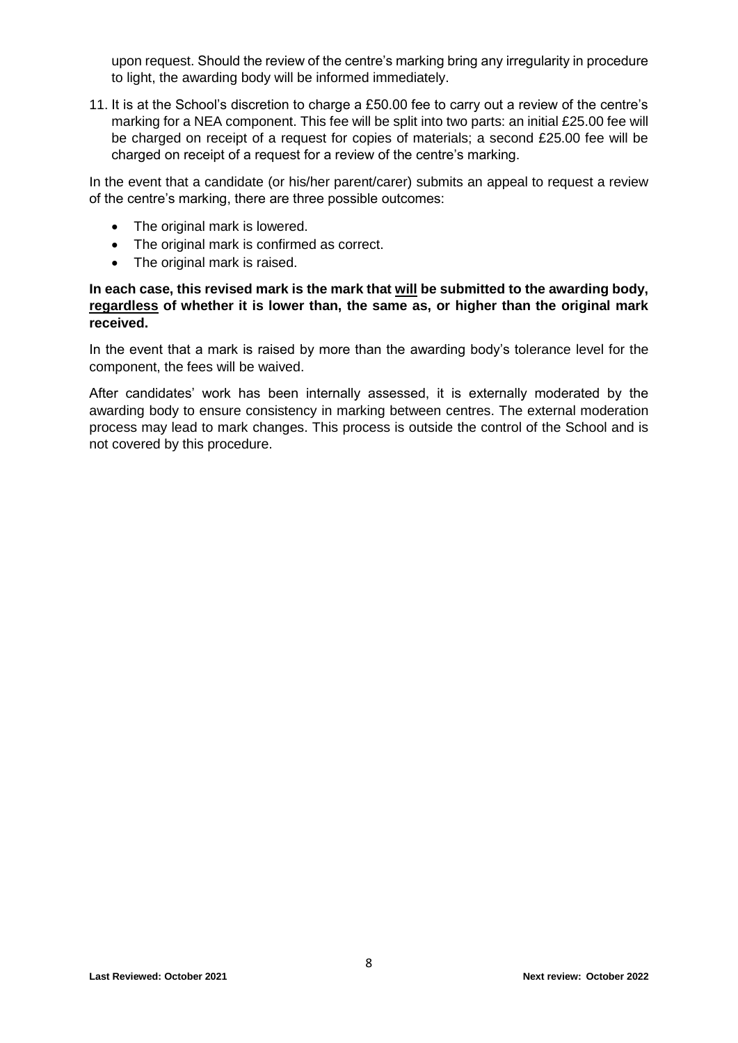upon request. Should the review of the centre's marking bring any irregularity in procedure to light, the awarding body will be informed immediately.

11. It is at the School's discretion to charge a £50.00 fee to carry out a review of the centre's marking for a NEA component. This fee will be split into two parts: an initial £25.00 fee will be charged on receipt of a request for copies of materials; a second £25.00 fee will be charged on receipt of a request for a review of the centre's marking.

In the event that a candidate (or his/her parent/carer) submits an appeal to request a review of the centre's marking, there are three possible outcomes:

- The original mark is lowered.
- The original mark is confirmed as correct.
- The original mark is raised.

**In each case, this revised mark is the mark that <u>will</u> be submitted to the awarding body, <u>regardless</u> of whether it is lower than, the same as, or higher than the original mark received.**

In the event that a mark is raised by more than the awarding body's tolerance level for the component, the fees will be waived.

After candidates' work has been internally assessed, it is externally moderated by the awarding body to ensure consistency in marking between centres. The external moderation process may lead to mark changes. This process is outside the control of the School and is not covered by this procedure.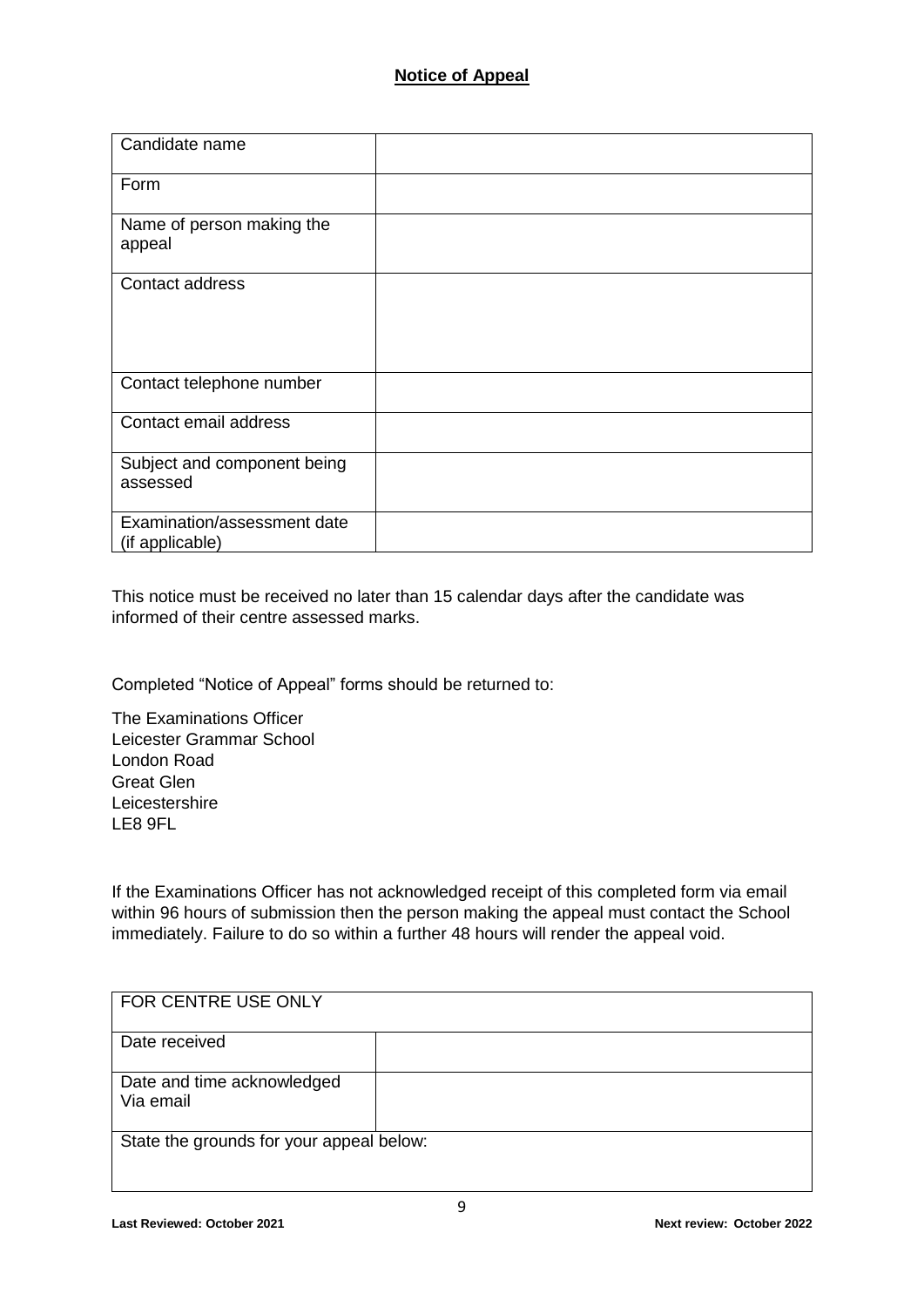## **Notice of Appeal**

| Candidate name | |
|---|---|
| Form | |
| Name of person making the appeal | |
| Contact address | |
| Contact telephone number | |
| Contact email address | |
| Subject and component being assessed | |
| Examination/assessment date (if applicable) | |

This notice must be received no later than 15 calendar days after the candidate was informed of their centre assessed marks.

Completed "Notice of Appeal" forms should be returned to:

The Examinations Officer
Leicester Grammar School
London Road
Great Glen
Leicestershire
LE8 9FL

If the Examinations Officer has not acknowledged receipt of this completed form via email within 96 hours of submission then the person making the appeal must contact the School immediately. Failure to do so within a further 48 hours will render the appeal void.

| FOR CENTRE USE ONLY | |
|---|---|
| Date received | |
| Date and time acknowledged Via email | |
| State the grounds for your appeal below: | |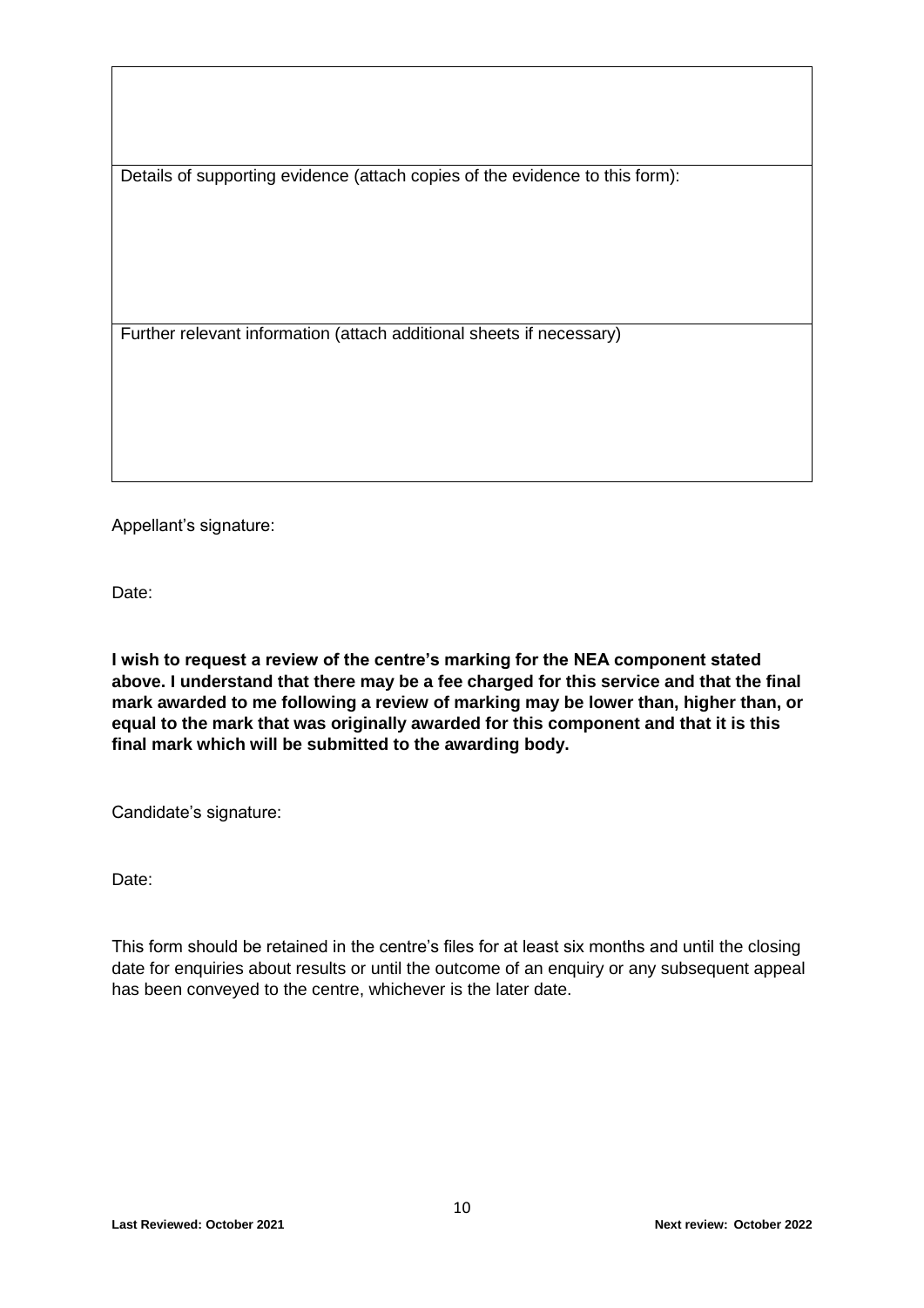| |
|---|
| |
| Details of supporting evidence (attach copies of the evidence to this form): |
| Further relevant information (attach additional sheets if necessary) |

Appellant's signature:

Date:

**I wish to request a review of the centre's marking for the NEA component stated above. I understand that there may be a fee charged for this service and that the final mark awarded to me following a review of marking may be lower than, higher than, or equal to the mark that was originally awarded for this component and that it is this final mark which will be submitted to the awarding body.**

Candidate's signature:

Date:

This form should be retained in the centre's files for at least six months and until the closing date for enquiries about results or until the outcome of an enquiry or any subsequent appeal has been conveyed to the centre, whichever is the later date.